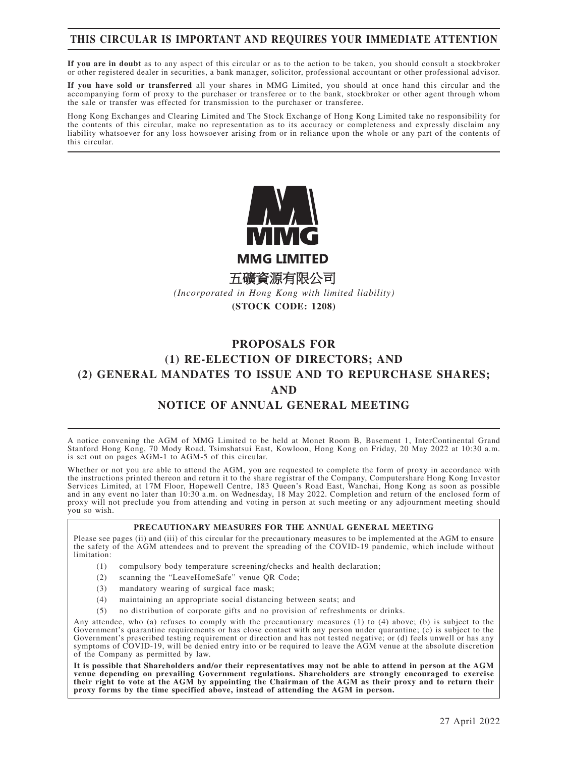# THIS CIRCULAR IS IMPORTANT AND REQUIRES YOUR IMMEDIATE ATTENTION

**If you are in doubt** as to any aspect of this circular or as to the action to be taken, you should consult a stockbroker or other registered dealer in securities, a bank manager, solicitor, professional accountant or other professional advisor.

**If you have sold or transferred** all your shares in MMG Limited, you should at once hand this circular and the accompanying form of proxy to the purchaser or transferee or to the bank, stockbroker or other agent through whom the sale or transfer was effected for transmission to the purchaser or transferee.

Hong Kong Exchanges and Clearing Limited and The Stock Exchange of Hong Kong Limited take no responsibility for the contents of this circular, make no representation as to its accuracy or completeness and expressly disclaim any liability whatsoever for any loss howsoever arising from or in reliance upon the whole or any part of the contents of this circular.

**MMG LIMITED**

**五礦資源有限公司**

*(Incorporated in Hong Kong with limited liability)*

**(STOCK CODE: 1208)**

# PROPOSALS FOR (1) RE-ELECTION OF DIRECTORS; AND (2) GENERAL MANDATES TO ISSUE AND TO REPURCHASE SHARES; AND NOTICE OF ANNUAL GENERAL MEETING

A notice convening the AGM of MMG Limited to be held at Monet Room B, Basement 1, InterContinental Grand Stanford Hong Kong, 70 Mody Road, Tsimshatsui East, Kowloon, Hong Kong on Friday, 20 May 2022 at 10:30 a.m. is set out on pages AGM-1 to AGM-5 of this circular.

Whether or not you are able to attend the AGM, you are requested to complete the form of proxy in accordance with the instructions printed thereon and return it to the share registrar of the Company, Computershare Hong Kong Investor Services Limited, at 17M Floor, Hopewell Centre, 183 Queen's Road East, Wanchai, Hong Kong as soon as possible and in any event no later than 10:30 a.m. on Wednesday, 18 May 2022. Completion and return of the enclosed form of proxy will not preclude you from attending and voting in person at such meeting or any adjournment meeting should you so wish.

**PRECAUTIONARY MEASURES FOR THE ANNUAL GENERAL MEETING**

Please see pages (ii) and (iii) of this circular for the precautionary measures to be implemented at the AGM to ensure the safety of the AGM attendees and to prevent the spreading of the COVID-19 pandemic, which include without limitation:

(1) compulsory body temperature screening/checks and health declaration;
(2) scanning the "LeaveHomeSafe" venue QR Code;
(3) mandatory wearing of surgical face mask;
(4) maintaining an appropriate social distancing between seats; and
(5) no distribution of corporate gifts and no provision of refreshments or drinks.

Any attendee, who (a) refuses to comply with the precautionary measures (1) to (4) above; (b) is subject to the Government's quarantine requirements or has close contact with any person under quarantine; (c) is subject to the Government's prescribed testing requirement or direction and has not tested negative; or (d) feels unwell or has any symptoms of COVID-19, will be denied entry into or be required to leave the AGM venue at the absolute discretion of the Company as permitted by law.

**It is possible that Shareholders and/or their representatives may not be able to attend in person at the AGM venue depending on prevailing Government regulations. Shareholders are strongly encouraged to exercise their right to vote at the AGM by appointing the Chairman of the AGM as their proxy and to return their proxy forms by the time specified above, instead of attending the AGM in person.**

27 April 2022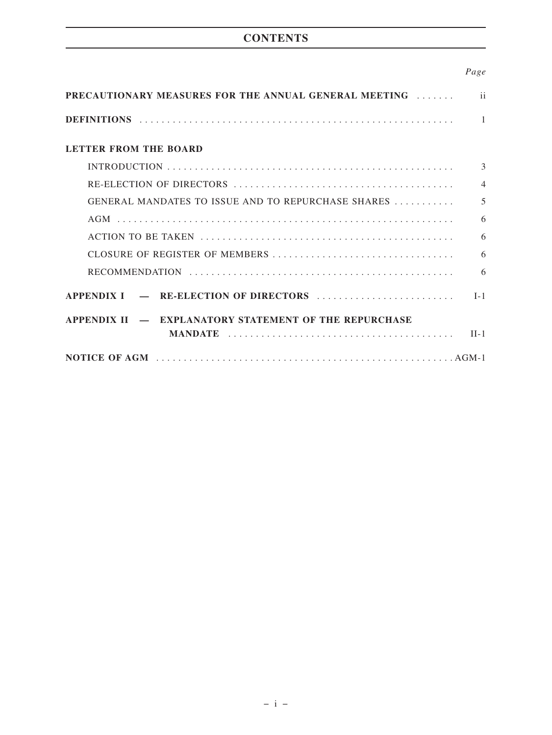# CONTENTS

| | Page |
|---|---|
| **PRECAUTIONARY MEASURES FOR THE ANNUAL GENERAL MEETING** | ii |
| **DEFINITIONS** | 1 |
| **LETTER FROM THE BOARD** | |
| INTRODUCTION | 3 |
| RE-ELECTION OF DIRECTORS | 4 |
| GENERAL MANDATES TO ISSUE AND TO REPURCHASE SHARES | 5 |
| AGM | 6 |
| ACTION TO BE TAKEN | 6 |
| CLOSURE OF REGISTER OF MEMBERS | 6 |
| RECOMMENDATION | 6 |
| **APPENDIX I — RE-ELECTION OF DIRECTORS** | I-1 |
| **APPENDIX II — EXPLANATORY STATEMENT OF THE REPURCHASE MANDATE** | II-1 |
| **NOTICE OF AGM** | AGM-1 |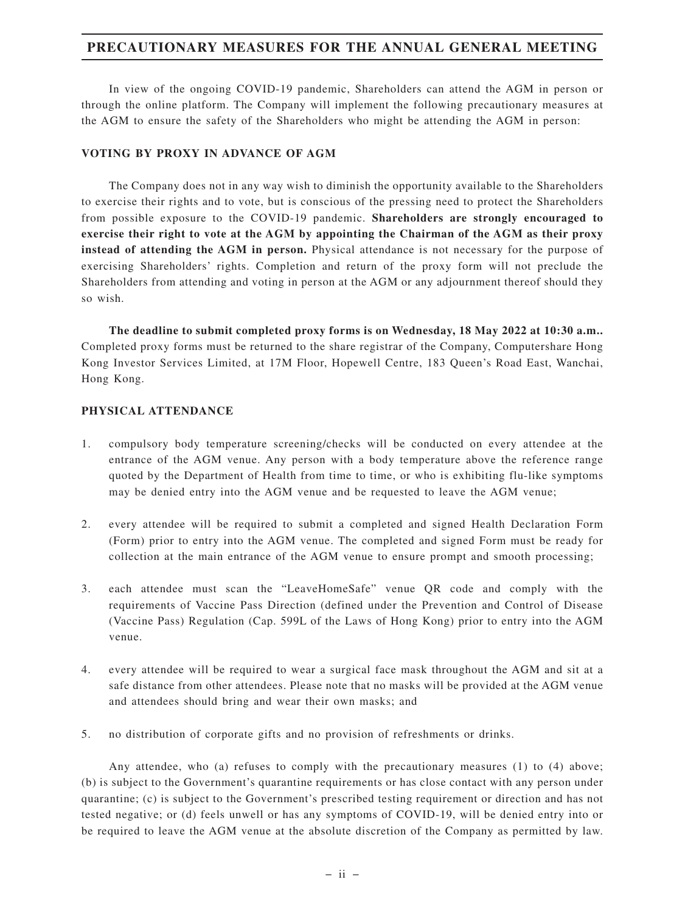# PRECAUTIONARY MEASURES FOR THE ANNUAL GENERAL MEETING

In view of the ongoing COVID-19 pandemic, Shareholders can attend the AGM in person or through the online platform. The Company will implement the following precautionary measures at the AGM to ensure the safety of the Shareholders who might be attending the AGM in person:

## VOTING BY PROXY IN ADVANCE OF AGM

The Company does not in any way wish to diminish the opportunity available to the Shareholders to exercise their rights and to vote, but is conscious of the pressing need to protect the Shareholders from possible exposure to the COVID-19 pandemic. **Shareholders are strongly encouraged to exercise their right to vote at the AGM by appointing the Chairman of the AGM as their proxy instead of attending the AGM in person.** Physical attendance is not necessary for the purpose of exercising Shareholders' rights. Completion and return of the proxy form will not preclude the Shareholders from attending and voting in person at the AGM or any adjournment thereof should they so wish.

**The deadline to submit completed proxy forms is on Wednesday, 18 May 2022 at 10:30 a.m..** Completed proxy forms must be returned to the share registrar of the Company, Computershare Hong Kong Investor Services Limited, at 17M Floor, Hopewell Centre, 183 Queen's Road East, Wanchai, Hong Kong.

## PHYSICAL ATTENDANCE

1. compulsory body temperature screening/checks will be conducted on every attendee at the entrance of the AGM venue. Any person with a body temperature above the reference range quoted by the Department of Health from time to time, or who is exhibiting flu-like symptoms may be denied entry into the AGM venue and be requested to leave the AGM venue;

2. every attendee will be required to submit a completed and signed Health Declaration Form (Form) prior to entry into the AGM venue. The completed and signed Form must be ready for collection at the main entrance of the AGM venue to ensure prompt and smooth processing;

3. each attendee must scan the "LeaveHomeSafe" venue QR code and comply with the requirements of Vaccine Pass Direction (defined under the Prevention and Control of Disease (Vaccine Pass) Regulation (Cap. 599L of the Laws of Hong Kong) prior to entry into the AGM venue.

4. every attendee will be required to wear a surgical face mask throughout the AGM and sit at a safe distance from other attendees. Please note that no masks will be provided at the AGM venue and attendees should bring and wear their own masks; and

5. no distribution of corporate gifts and no provision of refreshments or drinks.

Any attendee, who (a) refuses to comply with the precautionary measures (1) to (4) above; (b) is subject to the Government's quarantine requirements or has close contact with any person under quarantine; (c) is subject to the Government's prescribed testing requirement or direction and has not tested negative; or (d) feels unwell or has any symptoms of COVID-19, will be denied entry into or be required to leave the AGM venue at the absolute discretion of the Company as permitted by law.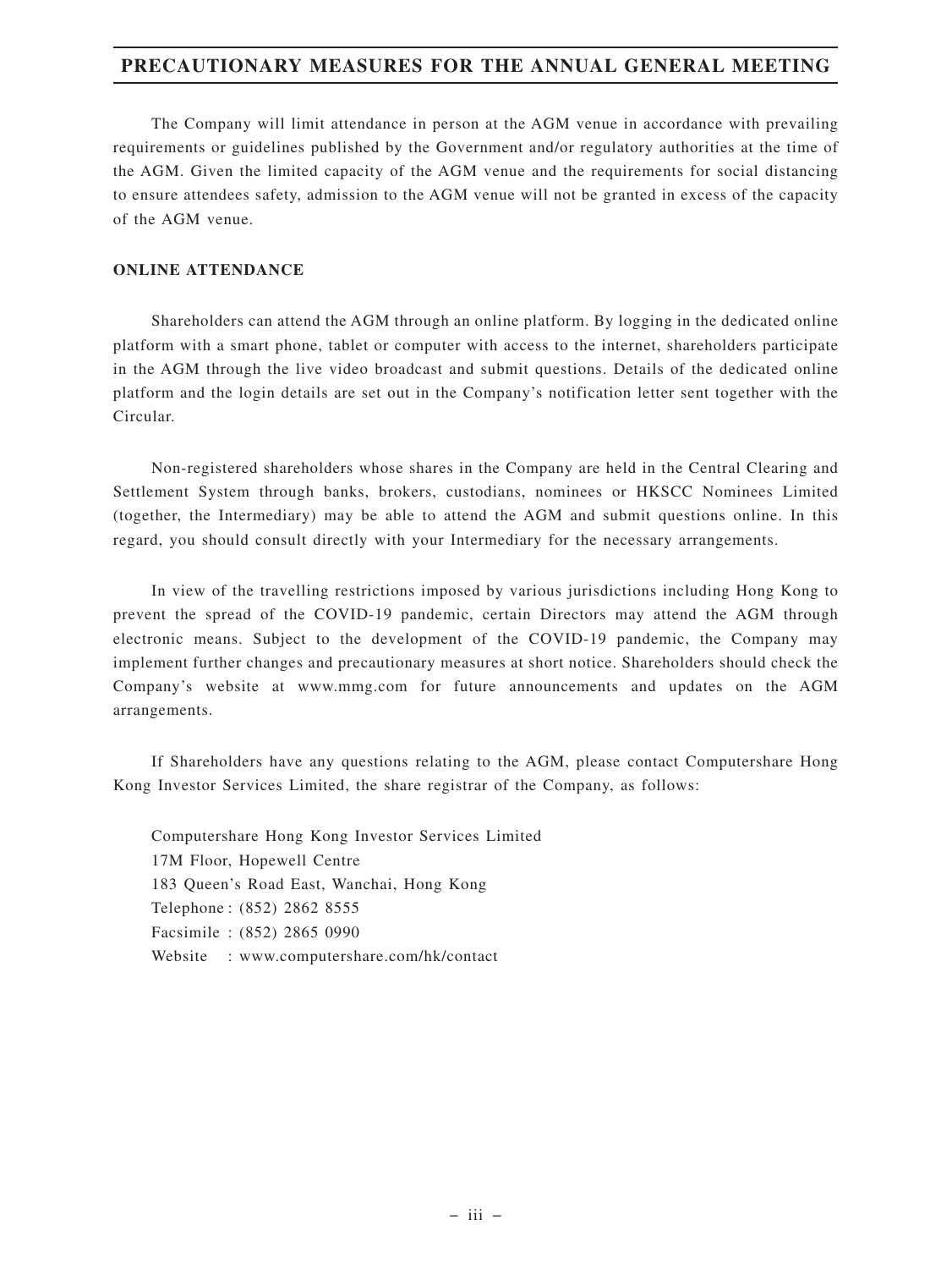# PRECAUTIONARY MEASURES FOR THE ANNUAL GENERAL MEETING

The Company will limit attendance in person at the AGM venue in accordance with prevailing requirements or guidelines published by the Government and/or regulatory authorities at the time of the AGM. Given the limited capacity of the AGM venue and the requirements for social distancing to ensure attendees safety, admission to the AGM venue will not be granted in excess of the capacity of the AGM venue.

**ONLINE ATTENDANCE**

Shareholders can attend the AGM through an online platform. By logging in the dedicated online platform with a smart phone, tablet or computer with access to the internet, shareholders participate in the AGM through the live video broadcast and submit questions. Details of the dedicated online platform and the login details are set out in the Company's notification letter sent together with the Circular.

Non-registered shareholders whose shares in the Company are held in the Central Clearing and Settlement System through banks, brokers, custodians, nominees or HKSCC Nominees Limited (together, the Intermediary) may be able to attend the AGM and submit questions online. In this regard, you should consult directly with your Intermediary for the necessary arrangements.

In view of the travelling restrictions imposed by various jurisdictions including Hong Kong to prevent the spread of the COVID-19 pandemic, certain Directors may attend the AGM through electronic means. Subject to the development of the COVID-19 pandemic, the Company may implement further changes and precautionary measures at short notice. Shareholders should check the Company's website at www.mmg.com for future announcements and updates on the AGM arrangements.

If Shareholders have any questions relating to the AGM, please contact Computershare Hong Kong Investor Services Limited, the share registrar of the Company, as follows:

Computershare Hong Kong Investor Services Limited
17M Floor, Hopewell Centre
183 Queen's Road East, Wanchai, Hong Kong
Telephone : (852) 2862 8555
Facsimile : (852) 2865 0990
Website : www.computershare.com/hk/contact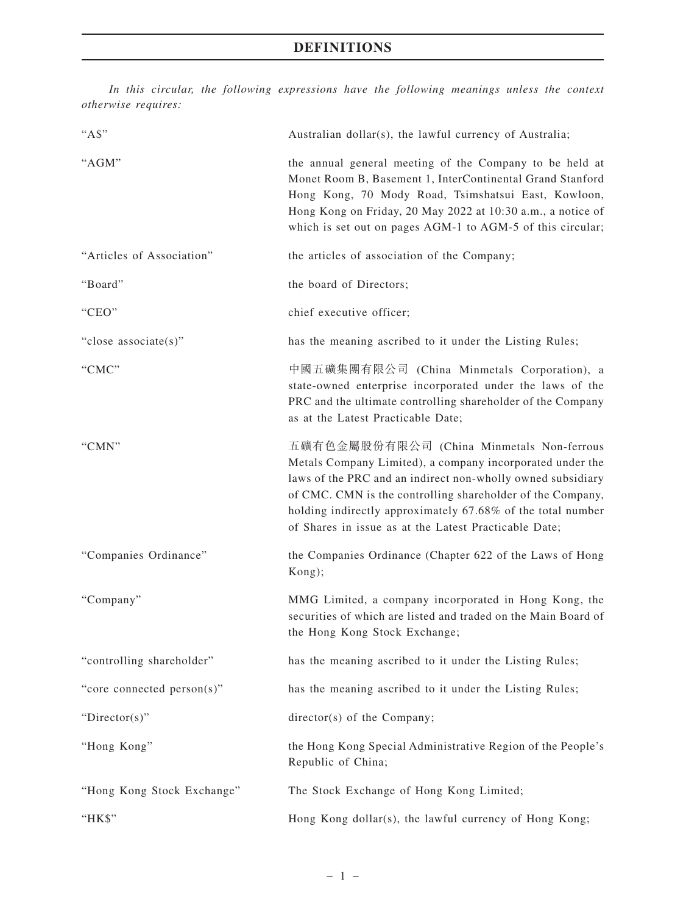# DEFINITIONS

*In this circular, the following expressions have the following meanings unless the context otherwise requires:*

| | |
|---|---|
| "A$" | Australian dollar(s), the lawful currency of Australia; |
| "AGM" | the annual general meeting of the Company to be held at Monet Room B, Basement 1, InterContinental Grand Stanford Hong Kong, 70 Mody Road, Tsimshatsui East, Kowloon, Hong Kong on Friday, 20 May 2022 at 10:30 a.m., a notice of which is set out on pages AGM-1 to AGM-5 of this circular; |
| "Articles of Association" | the articles of association of the Company; |
| "Board" | the board of Directors; |
| "CEO" | chief executive officer; |
| "close associate(s)" | has the meaning ascribed to it under the Listing Rules; |
| "CMC" | 中國五礦集團有限公司 (China Minmetals Corporation), a state-owned enterprise incorporated under the laws of the PRC and the ultimate controlling shareholder of the Company as at the Latest Practicable Date; |
| "CMN" | 五礦有色金屬股份有限公司 (China Minmetals Non-ferrous Metals Company Limited), a company incorporated under the laws of the PRC and an indirect non-wholly owned subsidiary of CMC. CMN is the controlling shareholder of the Company, holding indirectly approximately 67.68% of the total number of Shares in issue as at the Latest Practicable Date; |
| "Companies Ordinance" | the Companies Ordinance (Chapter 622 of the Laws of Hong Kong); |
| "Company" | MMG Limited, a company incorporated in Hong Kong, the securities of which are listed and traded on the Main Board of the Hong Kong Stock Exchange; |
| "controlling shareholder" | has the meaning ascribed to it under the Listing Rules; |
| "core connected person(s)" | has the meaning ascribed to it under the Listing Rules; |
| "Director(s)" | director(s) of the Company; |
| "Hong Kong" | the Hong Kong Special Administrative Region of the People's Republic of China; |
| "Hong Kong Stock Exchange" | The Stock Exchange of Hong Kong Limited; |
| "HK$" | Hong Kong dollar(s), the lawful currency of Hong Kong; |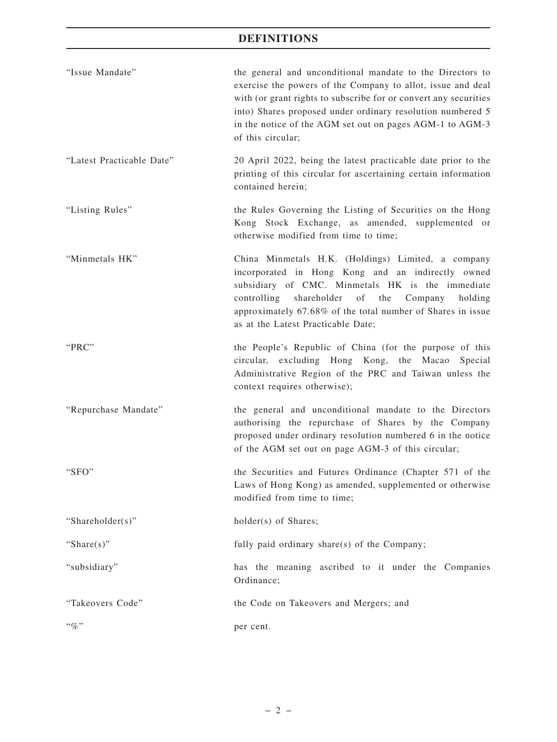## DEFINITIONS

| | |
|---|---|
| "Issue Mandate" | the general and unconditional mandate to the Directors to exercise the powers of the Company to allot, issue and deal with (or grant rights to subscribe for or convert any securities into) Shares proposed under ordinary resolution numbered 5 in the notice of the AGM set out on pages AGM-1 to AGM-3 of this circular; |
| "Latest Practicable Date" | 20 April 2022, being the latest practicable date prior to the printing of this circular for ascertaining certain information contained herein; |
| "Listing Rules" | the Rules Governing the Listing of Securities on the Hong Kong Stock Exchange, as amended, supplemented or otherwise modified from time to time; |
| "Minmetals HK" | China Minmetals H.K. (Holdings) Limited, a company incorporated in Hong Kong and an indirectly owned subsidiary of CMC. Minmetals HK is the immediate controlling shareholder of the Company holding approximately 67.68% of the total number of Shares in issue as at the Latest Practicable Date; |
| "PRC" | the People's Republic of China (for the purpose of this circular, excluding Hong Kong, the Macao Special Administrative Region of the PRC and Taiwan unless the context requires otherwise); |
| "Repurchase Mandate" | the general and unconditional mandate to the Directors authorising the repurchase of Shares by the Company proposed under ordinary resolution numbered 6 in the notice of the AGM set out on page AGM-3 of this circular; |
| "SFO" | the Securities and Futures Ordinance (Chapter 571 of the Laws of Hong Kong) as amended, supplemented or otherwise modified from time to time; |
| "Shareholder(s)" | holder(s) of Shares; |
| "Share(s)" | fully paid ordinary share(s) of the Company; |
| "subsidiary" | has the meaning ascribed to it under the Companies Ordinance; |
| "Takeovers Code" | the Code on Takeovers and Mergers; and |
| "%" | per cent. |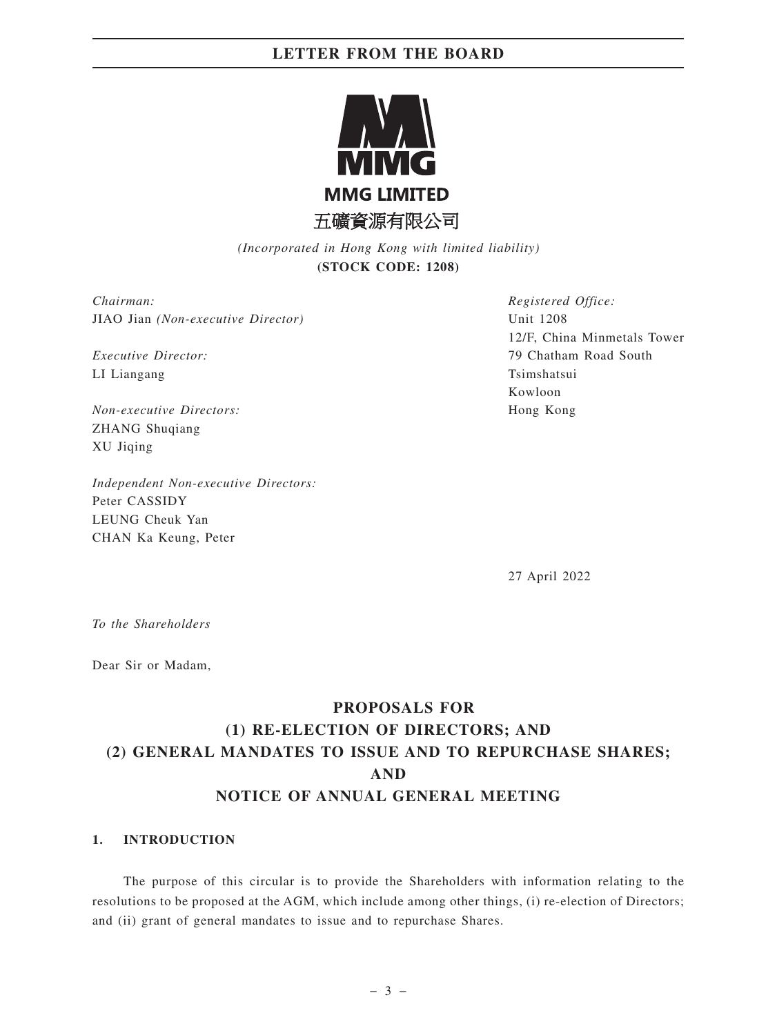**MMG LIMITED**

**五礦資源有限公司**

*(Incorporated in Hong Kong with limited liability)*

**(STOCK CODE: 1208)**

*Chairman:*
JIAO Jian *(Non-executive Director)*

*Executive Director:*
LI Liangang

*Non-executive Directors:*
ZHANG Shuqiang
XU Jiqing

*Independent Non-executive Directors:*
Peter CASSIDY
LEUNG Cheuk Yan
CHAN Ka Keung, Peter

*Registered Office:*
Unit 1208
12/F, China Minmetals Tower
79 Chatham Road South
Tsimshatsui
Kowloon
Hong Kong

27 April 2022

*To the Shareholders*

Dear Sir or Madam,

# PROPOSALS FOR (1) RE-ELECTION OF DIRECTORS; AND (2) GENERAL MANDATES TO ISSUE AND TO REPURCHASE SHARES; AND NOTICE OF ANNUAL GENERAL MEETING

## 1. INTRODUCTION

The purpose of this circular is to provide the Shareholders with information relating to the resolutions to be proposed at the AGM, which include among other things, (i) re-election of Directors; and (ii) grant of general mandates to issue and to repurchase Shares.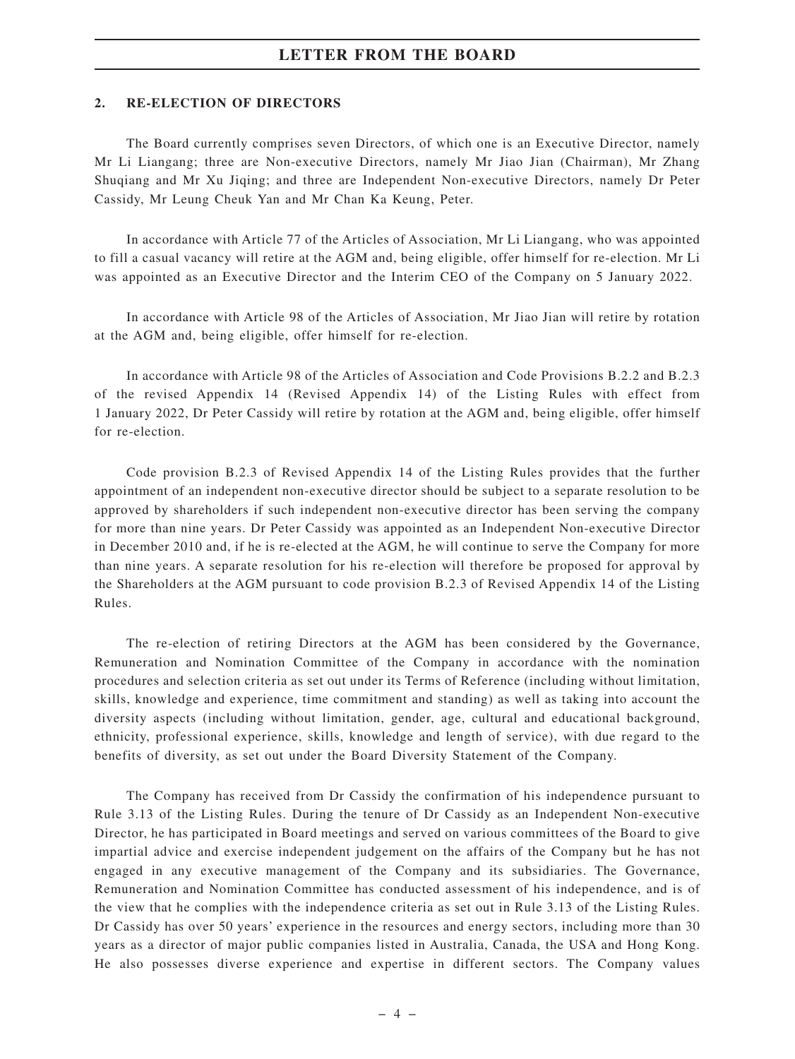## 2. RE-ELECTION OF DIRECTORS

The Board currently comprises seven Directors, of which one is an Executive Director, namely Mr Li Liangang; three are Non-executive Directors, namely Mr Jiao Jian (Chairman), Mr Zhang Shuqiang and Mr Xu Jiqing; and three are Independent Non-executive Directors, namely Dr Peter Cassidy, Mr Leung Cheuk Yan and Mr Chan Ka Keung, Peter.

In accordance with Article 77 of the Articles of Association, Mr Li Liangang, who was appointed to fill a casual vacancy will retire at the AGM and, being eligible, offer himself for re-election. Mr Li was appointed as an Executive Director and the Interim CEO of the Company on 5 January 2022.

In accordance with Article 98 of the Articles of Association, Mr Jiao Jian will retire by rotation at the AGM and, being eligible, offer himself for re-election.

In accordance with Article 98 of the Articles of Association and Code Provisions B.2.2 and B.2.3 of the revised Appendix 14 (Revised Appendix 14) of the Listing Rules with effect from 1 January 2022, Dr Peter Cassidy will retire by rotation at the AGM and, being eligible, offer himself for re-election.

Code provision B.2.3 of Revised Appendix 14 of the Listing Rules provides that the further appointment of an independent non-executive director should be subject to a separate resolution to be approved by shareholders if such independent non-executive director has been serving the company for more than nine years. Dr Peter Cassidy was appointed as an Independent Non-executive Director in December 2010 and, if he is re-elected at the AGM, he will continue to serve the Company for more than nine years. A separate resolution for his re-election will therefore be proposed for approval by the Shareholders at the AGM pursuant to code provision B.2.3 of Revised Appendix 14 of the Listing Rules.

The re-election of retiring Directors at the AGM has been considered by the Governance, Remuneration and Nomination Committee of the Company in accordance with the nomination procedures and selection criteria as set out under its Terms of Reference (including without limitation, skills, knowledge and experience, time commitment and standing) as well as taking into account the diversity aspects (including without limitation, gender, age, cultural and educational background, ethnicity, professional experience, skills, knowledge and length of service), with due regard to the benefits of diversity, as set out under the Board Diversity Statement of the Company.

The Company has received from Dr Cassidy the confirmation of his independence pursuant to Rule 3.13 of the Listing Rules. During the tenure of Dr Cassidy as an Independent Non-executive Director, he has participated in Board meetings and served on various committees of the Board to give impartial advice and exercise independent judgement on the affairs of the Company but he has not engaged in any executive management of the Company and its subsidiaries. The Governance, Remuneration and Nomination Committee has conducted assessment of his independence, and is of the view that he complies with the independence criteria as set out in Rule 3.13 of the Listing Rules. Dr Cassidy has over 50 years' experience in the resources and energy sectors, including more than 30 years as a director of major public companies listed in Australia, Canada, the USA and Hong Kong. He also possesses diverse experience and expertise in different sectors. The Company values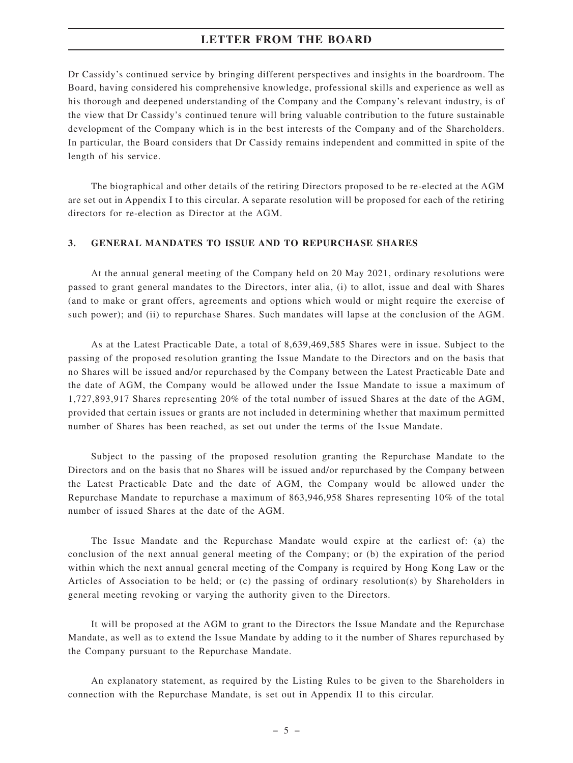Dr Cassidy's continued service by bringing different perspectives and insights in the boardroom. The Board, having considered his comprehensive knowledge, professional skills and experience as well as his thorough and deepened understanding of the Company and the Company's relevant industry, is of the view that Dr Cassidy's continued tenure will bring valuable contribution to the future sustainable development of the Company which is in the best interests of the Company and of the Shareholders. In particular, the Board considers that Dr Cassidy remains independent and committed in spite of the length of his service.

The biographical and other details of the retiring Directors proposed to be re-elected at the AGM are set out in Appendix I to this circular. A separate resolution will be proposed for each of the retiring directors for re-election as Director at the AGM.

## 3. GENERAL MANDATES TO ISSUE AND TO REPURCHASE SHARES

At the annual general meeting of the Company held on 20 May 2021, ordinary resolutions were passed to grant general mandates to the Directors, inter alia, (i) to allot, issue and deal with Shares (and to make or grant offers, agreements and options which would or might require the exercise of such power); and (ii) to repurchase Shares. Such mandates will lapse at the conclusion of the AGM.

As at the Latest Practicable Date, a total of 8,639,469,585 Shares were in issue. Subject to the passing of the proposed resolution granting the Issue Mandate to the Directors and on the basis that no Shares will be issued and/or repurchased by the Company between the Latest Practicable Date and the date of AGM, the Company would be allowed under the Issue Mandate to issue a maximum of 1,727,893,917 Shares representing 20% of the total number of issued Shares at the date of the AGM, provided that certain issues or grants are not included in determining whether that maximum permitted number of Shares has been reached, as set out under the terms of the Issue Mandate.

Subject to the passing of the proposed resolution granting the Repurchase Mandate to the Directors and on the basis that no Shares will be issued and/or repurchased by the Company between the Latest Practicable Date and the date of AGM, the Company would be allowed under the Repurchase Mandate to repurchase a maximum of 863,946,958 Shares representing 10% of the total number of issued Shares at the date of the AGM.

The Issue Mandate and the Repurchase Mandate would expire at the earliest of: (a) the conclusion of the next annual general meeting of the Company; or (b) the expiration of the period within which the next annual general meeting of the Company is required by Hong Kong Law or the Articles of Association to be held; or (c) the passing of ordinary resolution(s) by Shareholders in general meeting revoking or varying the authority given to the Directors.

It will be proposed at the AGM to grant to the Directors the Issue Mandate and the Repurchase Mandate, as well as to extend the Issue Mandate by adding to it the number of Shares repurchased by the Company pursuant to the Repurchase Mandate.

An explanatory statement, as required by the Listing Rules to be given to the Shareholders in connection with the Repurchase Mandate, is set out in Appendix II to this circular.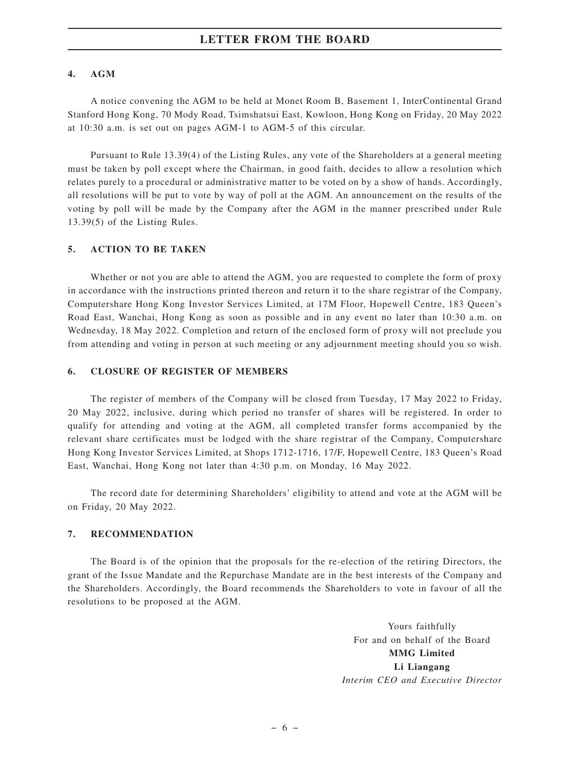## 4. AGM

A notice convening the AGM to be held at Monet Room B, Basement 1, InterContinental Grand Stanford Hong Kong, 70 Mody Road, Tsimshatsui East, Kowloon, Hong Kong on Friday, 20 May 2022 at 10:30 a.m. is set out on pages AGM-1 to AGM-5 of this circular.

Pursuant to Rule 13.39(4) of the Listing Rules, any vote of the Shareholders at a general meeting must be taken by poll except where the Chairman, in good faith, decides to allow a resolution which relates purely to a procedural or administrative matter to be voted on by a show of hands. Accordingly, all resolutions will be put to vote by way of poll at the AGM. An announcement on the results of the voting by poll will be made by the Company after the AGM in the manner prescribed under Rule 13.39(5) of the Listing Rules.

## 5. ACTION TO BE TAKEN

Whether or not you are able to attend the AGM, you are requested to complete the form of proxy in accordance with the instructions printed thereon and return it to the share registrar of the Company, Computershare Hong Kong Investor Services Limited, at 17M Floor, Hopewell Centre, 183 Queen's Road East, Wanchai, Hong Kong as soon as possible and in any event no later than 10:30 a.m. on Wednesday, 18 May 2022. Completion and return of the enclosed form of proxy will not preclude you from attending and voting in person at such meeting or any adjournment meeting should you so wish.

## 6. CLOSURE OF REGISTER OF MEMBERS

The register of members of the Company will be closed from Tuesday, 17 May 2022 to Friday, 20 May 2022, inclusive, during which period no transfer of shares will be registered. In order to qualify for attending and voting at the AGM, all completed transfer forms accompanied by the relevant share certificates must be lodged with the share registrar of the Company, Computershare Hong Kong Investor Services Limited, at Shops 1712-1716, 17/F, Hopewell Centre, 183 Queen's Road East, Wanchai, Hong Kong not later than 4:30 p.m. on Monday, 16 May 2022.

The record date for determining Shareholders' eligibility to attend and vote at the AGM will be on Friday, 20 May 2022.

## 7. RECOMMENDATION

The Board is of the opinion that the proposals for the re-election of the retiring Directors, the grant of the Issue Mandate and the Repurchase Mandate are in the best interests of the Company and the Shareholders. Accordingly, the Board recommends the Shareholders to vote in favour of all the resolutions to be proposed at the AGM.

Yours faithfully
For and on behalf of the Board
**MMG Limited**
**Li Liangang**
*Interim CEO and Executive Director*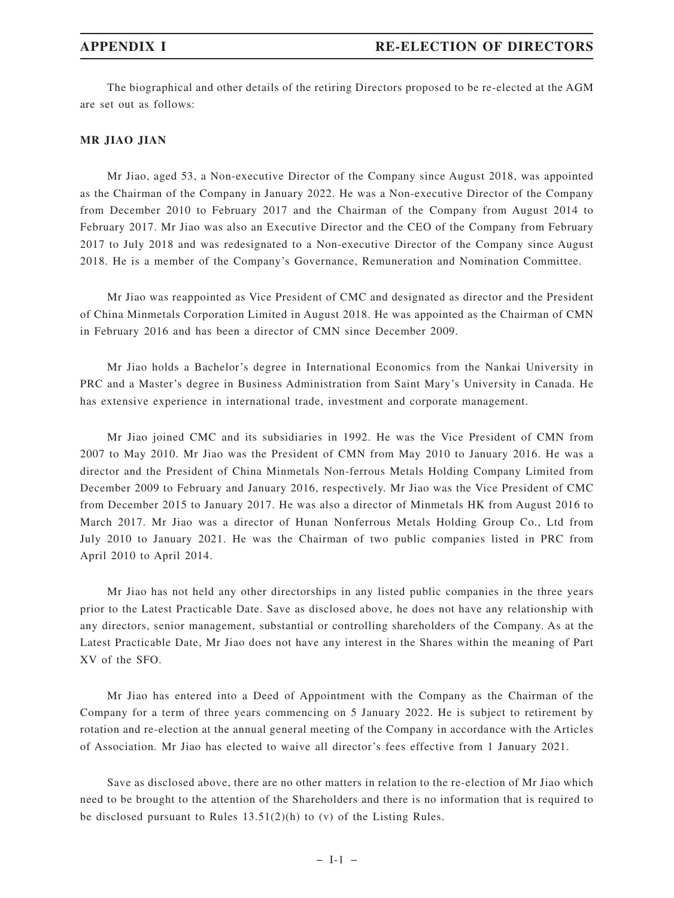The biographical and other details of the retiring Directors proposed to be re-elected at the AGM are set out as follows:

**MR JIAO JIAN**

Mr Jiao, aged 53, a Non-executive Director of the Company since August 2018, was appointed as the Chairman of the Company in January 2022. He was a Non-executive Director of the Company from December 2010 to February 2017 and the Chairman of the Company from August 2014 to February 2017. Mr Jiao was also an Executive Director and the CEO of the Company from February 2017 to July 2018 and was redesignated to a Non-executive Director of the Company since August 2018. He is a member of the Company's Governance, Remuneration and Nomination Committee.

Mr Jiao was reappointed as Vice President of CMC and designated as director and the President of China Minmetals Corporation Limited in August 2018. He was appointed as the Chairman of CMN in February 2016 and has been a director of CMN since December 2009.

Mr Jiao holds a Bachelor's degree in International Economics from the Nankai University in PRC and a Master's degree in Business Administration from Saint Mary's University in Canada. He has extensive experience in international trade, investment and corporate management.

Mr Jiao joined CMC and its subsidiaries in 1992. He was the Vice President of CMN from 2007 to May 2010. Mr Jiao was the President of CMN from May 2010 to January 2016. He was a director and the President of China Minmetals Non-ferrous Metals Holding Company Limited from December 2009 to February and January 2016, respectively. Mr Jiao was the Vice President of CMC from December 2015 to January 2017. He was also a director of Minmetals HK from August 2016 to March 2017. Mr Jiao was a director of Hunan Nonferrous Metals Holding Group Co., Ltd from July 2010 to January 2021. He was the Chairman of two public companies listed in PRC from April 2010 to April 2014.

Mr Jiao has not held any other directorships in any listed public companies in the three years prior to the Latest Practicable Date. Save as disclosed above, he does not have any relationship with any directors, senior management, substantial or controlling shareholders of the Company. As at the Latest Practicable Date, Mr Jiao does not have any interest in the Shares within the meaning of Part XV of the SFO.

Mr Jiao has entered into a Deed of Appointment with the Company as the Chairman of the Company for a term of three years commencing on 5 January 2022. He is subject to retirement by rotation and re-election at the annual general meeting of the Company in accordance with the Articles of Association. Mr Jiao has elected to waive all director's fees effective from 1 January 2021.

Save as disclosed above, there are no other matters in relation to the re-election of Mr Jiao which need to be brought to the attention of the Shareholders and there is no information that is required to be disclosed pursuant to Rules 13.51(2)(h) to (v) of the Listing Rules.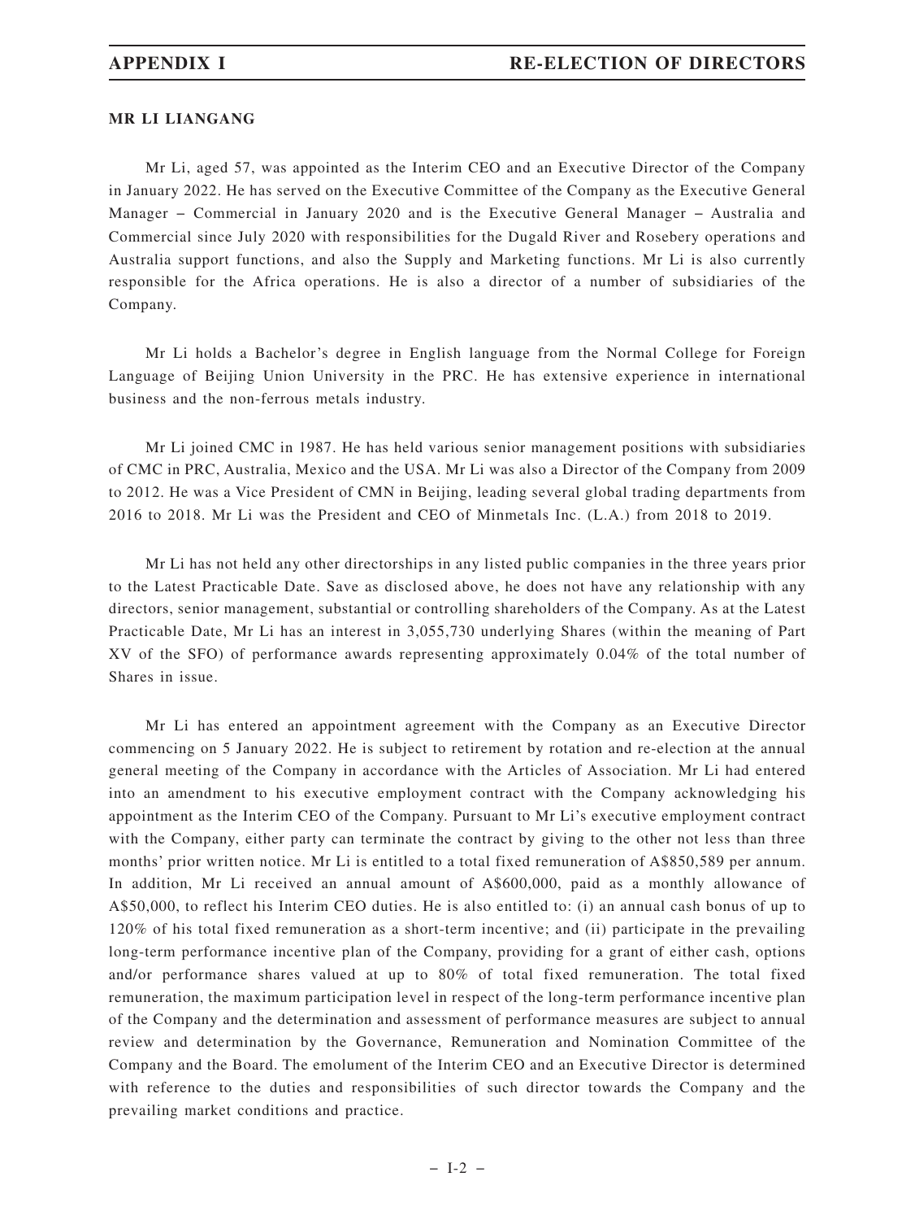### MR LI LIANGANG

Mr Li, aged 57, was appointed as the Interim CEO and an Executive Director of the Company in January 2022. He has served on the Executive Committee of the Company as the Executive General Manager – Commercial in January 2020 and is the Executive General Manager – Australia and Commercial since July 2020 with responsibilities for the Dugald River and Rosebery operations and Australia support functions, and also the Supply and Marketing functions. Mr Li is also currently responsible for the Africa operations. He is also a director of a number of subsidiaries of the Company.

Mr Li holds a Bachelor's degree in English language from the Normal College for Foreign Language of Beijing Union University in the PRC. He has extensive experience in international business and the non-ferrous metals industry.

Mr Li joined CMC in 1987. He has held various senior management positions with subsidiaries of CMC in PRC, Australia, Mexico and the USA. Mr Li was also a Director of the Company from 2009 to 2012. He was a Vice President of CMN in Beijing, leading several global trading departments from 2016 to 2018. Mr Li was the President and CEO of Minmetals Inc. (L.A.) from 2018 to 2019.

Mr Li has not held any other directorships in any listed public companies in the three years prior to the Latest Practicable Date. Save as disclosed above, he does not have any relationship with any directors, senior management, substantial or controlling shareholders of the Company. As at the Latest Practicable Date, Mr Li has an interest in 3,055,730 underlying Shares (within the meaning of Part XV of the SFO) of performance awards representing approximately 0.04% of the total number of Shares in issue.

Mr Li has entered an appointment agreement with the Company as an Executive Director commencing on 5 January 2022. He is subject to retirement by rotation and re-election at the annual general meeting of the Company in accordance with the Articles of Association. Mr Li had entered into an amendment to his executive employment contract with the Company acknowledging his appointment as the Interim CEO of the Company. Pursuant to Mr Li's executive employment contract with the Company, either party can terminate the contract by giving to the other not less than three months' prior written notice. Mr Li is entitled to a total fixed remuneration of A$850,589 per annum. In addition, Mr Li received an annual amount of A$600,000, paid as a monthly allowance of A$50,000, to reflect his Interim CEO duties. He is also entitled to: (i) an annual cash bonus of up to 120% of his total fixed remuneration as a short-term incentive; and (ii) participate in the prevailing long-term performance incentive plan of the Company, providing for a grant of either cash, options and/or performance shares valued at up to 80% of total fixed remuneration. The total fixed remuneration, the maximum participation level in respect of the long-term performance incentive plan of the Company and the determination and assessment of performance measures are subject to annual review and determination by the Governance, Remuneration and Nomination Committee of the Company and the Board. The emolument of the Interim CEO and an Executive Director is determined with reference to the duties and responsibilities of such director towards the Company and the prevailing market conditions and practice.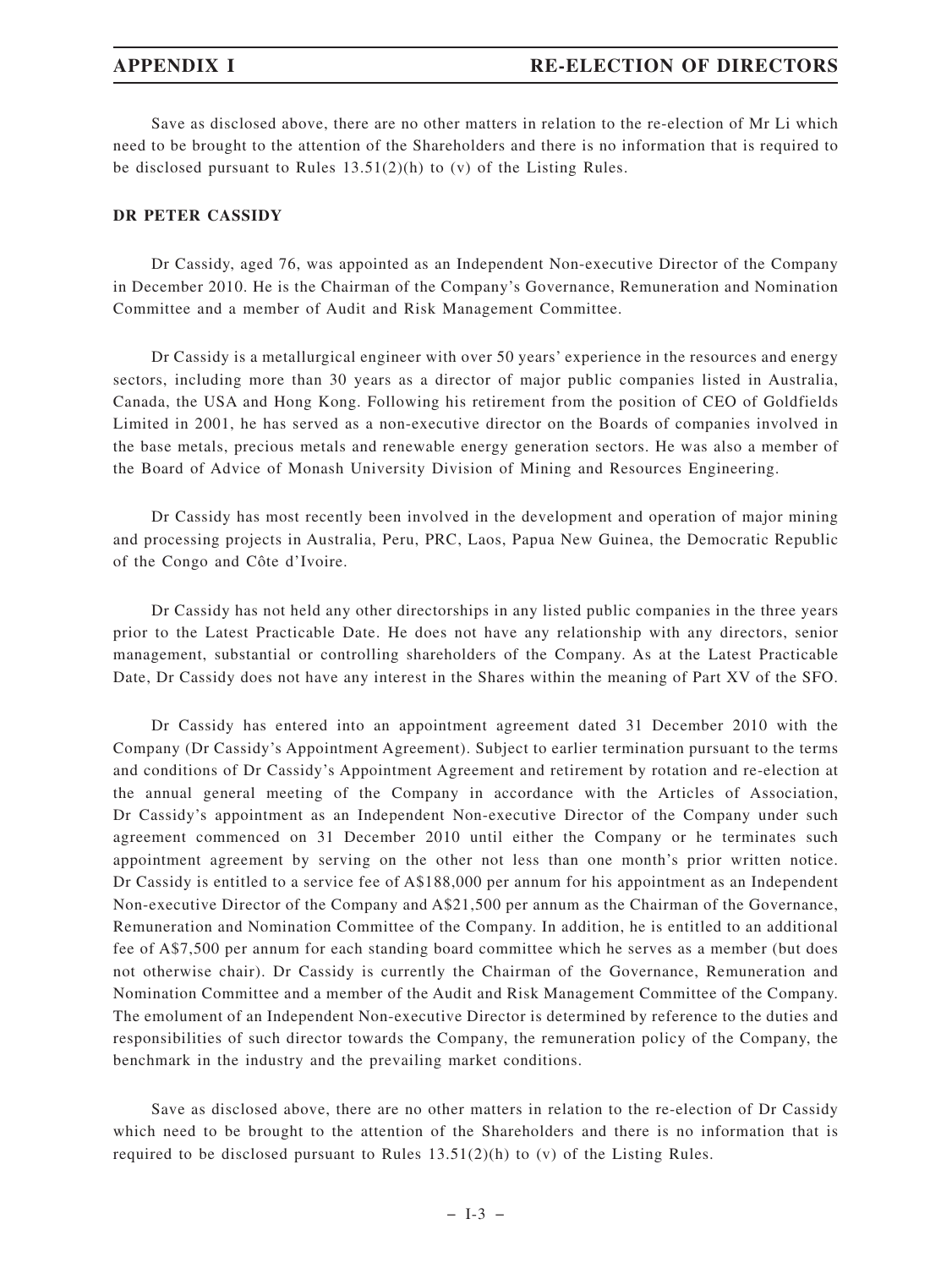Save as disclosed above, there are no other matters in relation to the re-election of Mr Li which need to be brought to the attention of the Shareholders and there is no information that is required to be disclosed pursuant to Rules 13.51(2)(h) to (v) of the Listing Rules.

**DR PETER CASSIDY**

Dr Cassidy, aged 76, was appointed as an Independent Non-executive Director of the Company in December 2010. He is the Chairman of the Company's Governance, Remuneration and Nomination Committee and a member of Audit and Risk Management Committee.

Dr Cassidy is a metallurgical engineer with over 50 years' experience in the resources and energy sectors, including more than 30 years as a director of major public companies listed in Australia, Canada, the USA and Hong Kong. Following his retirement from the position of CEO of Goldfields Limited in 2001, he has served as a non-executive director on the Boards of companies involved in the base metals, precious metals and renewable energy generation sectors. He was also a member of the Board of Advice of Monash University Division of Mining and Resources Engineering.

Dr Cassidy has most recently been involved in the development and operation of major mining and processing projects in Australia, Peru, PRC, Laos, Papua New Guinea, the Democratic Republic of the Congo and Côte d'Ivoire.

Dr Cassidy has not held any other directorships in any listed public companies in the three years prior to the Latest Practicable Date. He does not have any relationship with any directors, senior management, substantial or controlling shareholders of the Company. As at the Latest Practicable Date, Dr Cassidy does not have any interest in the Shares within the meaning of Part XV of the SFO.

Dr Cassidy has entered into an appointment agreement dated 31 December 2010 with the Company (Dr Cassidy's Appointment Agreement). Subject to earlier termination pursuant to the terms and conditions of Dr Cassidy's Appointment Agreement and retirement by rotation and re-election at the annual general meeting of the Company in accordance with the Articles of Association, Dr Cassidy's appointment as an Independent Non-executive Director of the Company under such agreement commenced on 31 December 2010 until either the Company or he terminates such appointment agreement by serving on the other not less than one month's prior written notice. Dr Cassidy is entitled to a service fee of A$188,000 per annum for his appointment as an Independent Non-executive Director of the Company and A$21,500 per annum as the Chairman of the Governance, Remuneration and Nomination Committee of the Company. In addition, he is entitled to an additional fee of A$7,500 per annum for each standing board committee which he serves as a member (but does not otherwise chair). Dr Cassidy is currently the Chairman of the Governance, Remuneration and Nomination Committee and a member of the Audit and Risk Management Committee of the Company. The emolument of an Independent Non-executive Director is determined by reference to the duties and responsibilities of such director towards the Company, the remuneration policy of the Company, the benchmark in the industry and the prevailing market conditions.

Save as disclosed above, there are no other matters in relation to the re-election of Dr Cassidy which need to be brought to the attention of the Shareholders and there is no information that is required to be disclosed pursuant to Rules 13.51(2)(h) to (v) of the Listing Rules.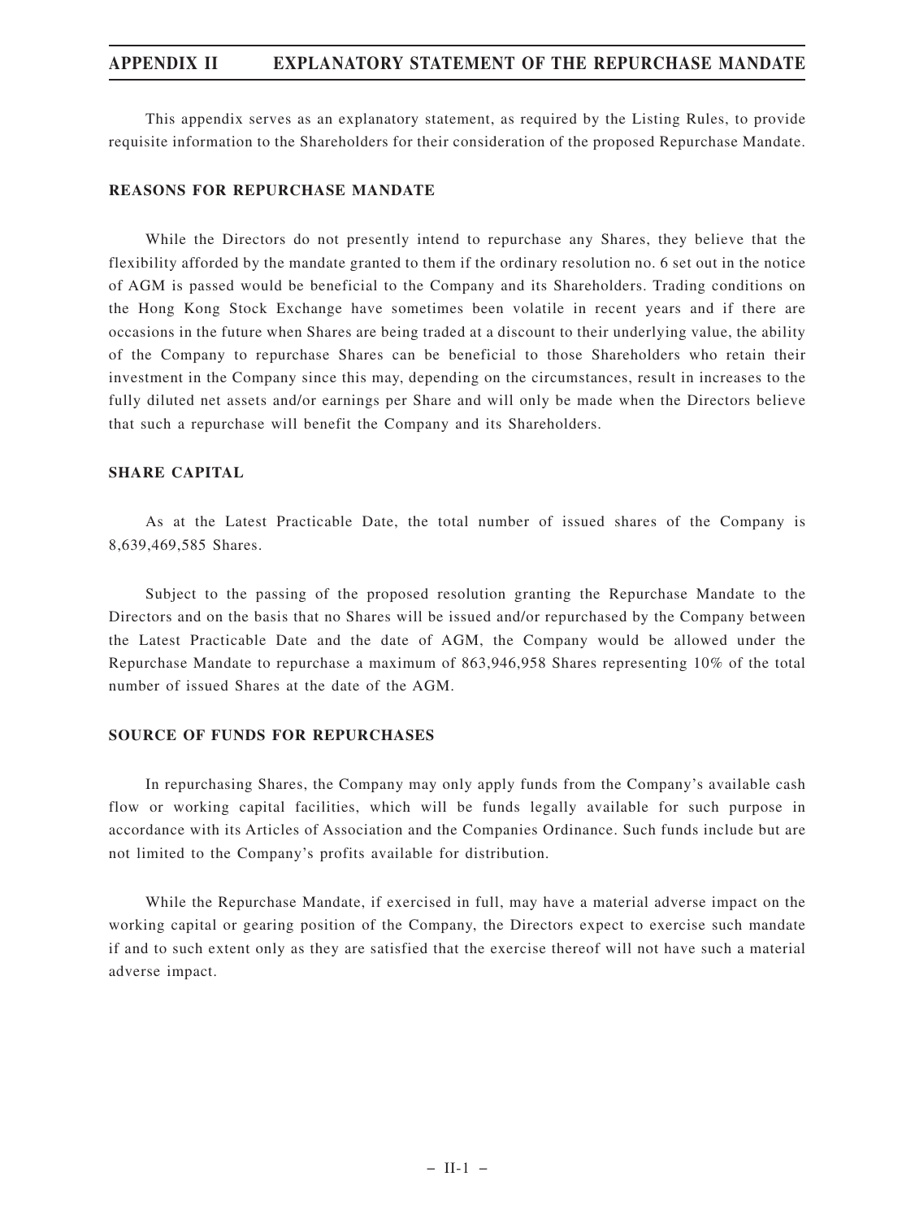# APPENDIX II EXPLANATORY STATEMENT OF THE REPURCHASE MANDATE

This appendix serves as an explanatory statement, as required by the Listing Rules, to provide requisite information to the Shareholders for their consideration of the proposed Repurchase Mandate.

## REASONS FOR REPURCHASE MANDATE

While the Directors do not presently intend to repurchase any Shares, they believe that the flexibility afforded by the mandate granted to them if the ordinary resolution no. 6 set out in the notice of AGM is passed would be beneficial to the Company and its Shareholders. Trading conditions on the Hong Kong Stock Exchange have sometimes been volatile in recent years and if there are occasions in the future when Shares are being traded at a discount to their underlying value, the ability of the Company to repurchase Shares can be beneficial to those Shareholders who retain their investment in the Company since this may, depending on the circumstances, result in increases to the fully diluted net assets and/or earnings per Share and will only be made when the Directors believe that such a repurchase will benefit the Company and its Shareholders.

## SHARE CAPITAL

As at the Latest Practicable Date, the total number of issued shares of the Company is 8,639,469,585 Shares.

Subject to the passing of the proposed resolution granting the Repurchase Mandate to the Directors and on the basis that no Shares will be issued and/or repurchased by the Company between the Latest Practicable Date and the date of AGM, the Company would be allowed under the Repurchase Mandate to repurchase a maximum of 863,946,958 Shares representing 10% of the total number of issued Shares at the date of the AGM.

## SOURCE OF FUNDS FOR REPURCHASES

In repurchasing Shares, the Company may only apply funds from the Company's available cash flow or working capital facilities, which will be funds legally available for such purpose in accordance with its Articles of Association and the Companies Ordinance. Such funds include but are not limited to the Company's profits available for distribution.

While the Repurchase Mandate, if exercised in full, may have a material adverse impact on the working capital or gearing position of the Company, the Directors expect to exercise such mandate if and to such extent only as they are satisfied that the exercise thereof will not have such a material adverse impact.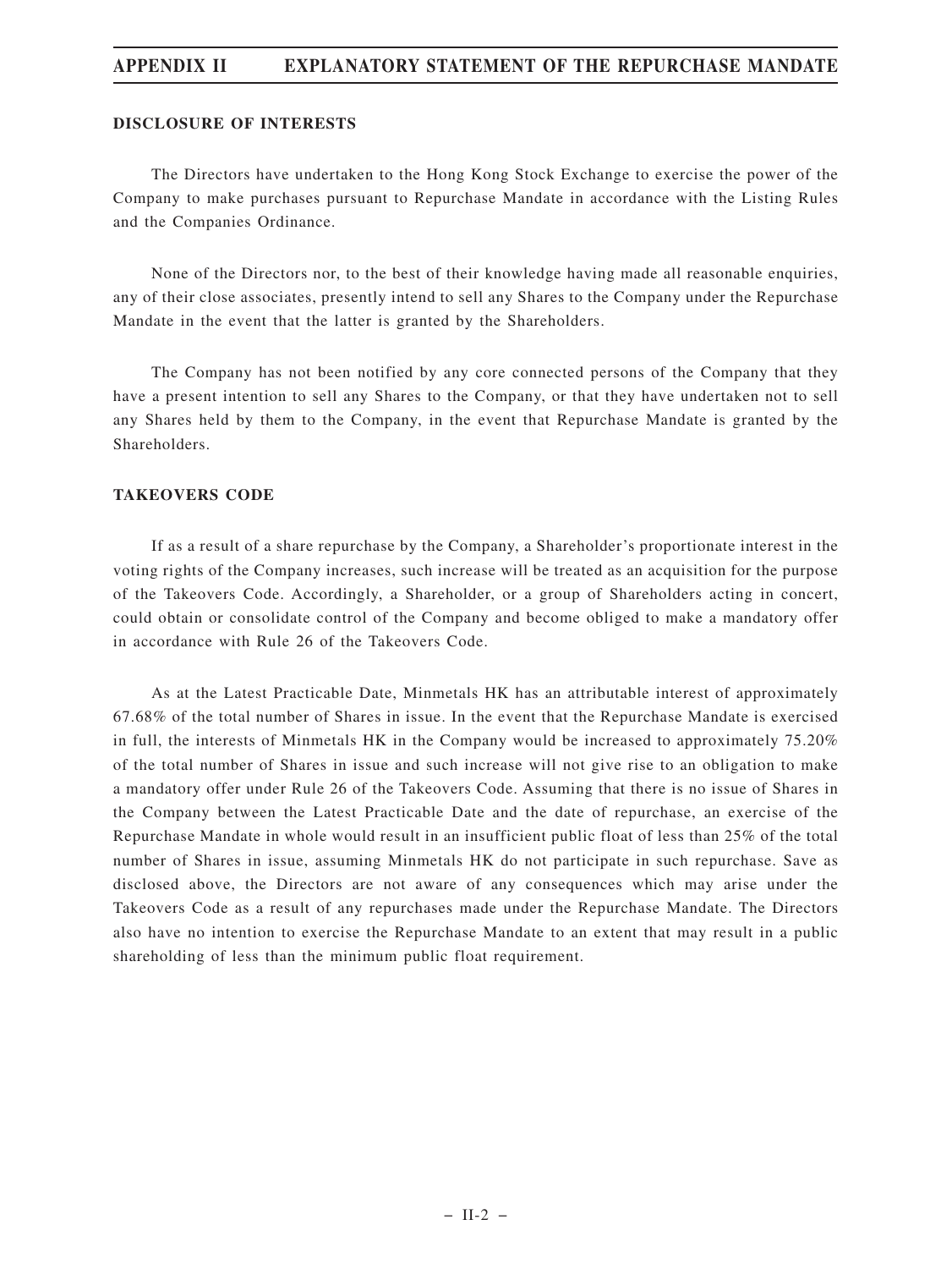### DISCLOSURE OF INTERESTS

The Directors have undertaken to the Hong Kong Stock Exchange to exercise the power of the Company to make purchases pursuant to Repurchase Mandate in accordance with the Listing Rules and the Companies Ordinance.

None of the Directors nor, to the best of their knowledge having made all reasonable enquiries, any of their close associates, presently intend to sell any Shares to the Company under the Repurchase Mandate in the event that the latter is granted by the Shareholders.

The Company has not been notified by any core connected persons of the Company that they have a present intention to sell any Shares to the Company, or that they have undertaken not to sell any Shares held by them to the Company, in the event that Repurchase Mandate is granted by the Shareholders.

### TAKEOVERS CODE

If as a result of a share repurchase by the Company, a Shareholder's proportionate interest in the voting rights of the Company increases, such increase will be treated as an acquisition for the purpose of the Takeovers Code. Accordingly, a Shareholder, or a group of Shareholders acting in concert, could obtain or consolidate control of the Company and become obliged to make a mandatory offer in accordance with Rule 26 of the Takeovers Code.

As at the Latest Practicable Date, Minmetals HK has an attributable interest of approximately 67.68% of the total number of Shares in issue. In the event that the Repurchase Mandate is exercised in full, the interests of Minmetals HK in the Company would be increased to approximately 75.20% of the total number of Shares in issue and such increase will not give rise to an obligation to make a mandatory offer under Rule 26 of the Takeovers Code. Assuming that there is no issue of Shares in the Company between the Latest Practicable Date and the date of repurchase, an exercise of the Repurchase Mandate in whole would result in an insufficient public float of less than 25% of the total number of Shares in issue, assuming Minmetals HK do not participate in such repurchase. Save as disclosed above, the Directors are not aware of any consequences which may arise under the Takeovers Code as a result of any repurchases made under the Repurchase Mandate. The Directors also have no intention to exercise the Repurchase Mandate to an extent that may result in a public shareholding of less than the minimum public float requirement.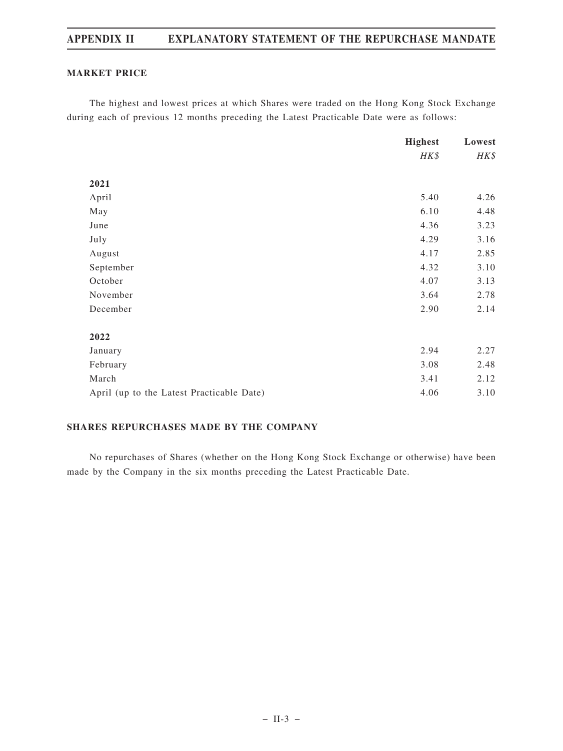## MARKET PRICE

The highest and lowest prices at which Shares were traded on the Hong Kong Stock Exchange during each of previous 12 months preceding the Latest Practicable Date were as follows:

| | Highest | Lowest |
|---|---|---|
| | *HK$* | *HK$* |
| **2021** | | |
| April | 5.40 | 4.26 |
| May | 6.10 | 4.48 |
| June | 4.36 | 3.23 |
| July | 4.29 | 3.16 |
| August | 4.17 | 2.85 |
| September | 4.32 | 3.10 |
| October | 4.07 | 3.13 |
| November | 3.64 | 2.78 |
| December | 2.90 | 2.14 |
| **2022** | | |
| January | 2.94 | 2.27 |
| February | 3.08 | 2.48 |
| March | 3.41 | 2.12 |
| April (up to the Latest Practicable Date) | 4.06 | 3.10 |

## SHARES REPURCHASES MADE BY THE COMPANY

No repurchases of Shares (whether on the Hong Kong Stock Exchange or otherwise) have been made by the Company in the six months preceding the Latest Practicable Date.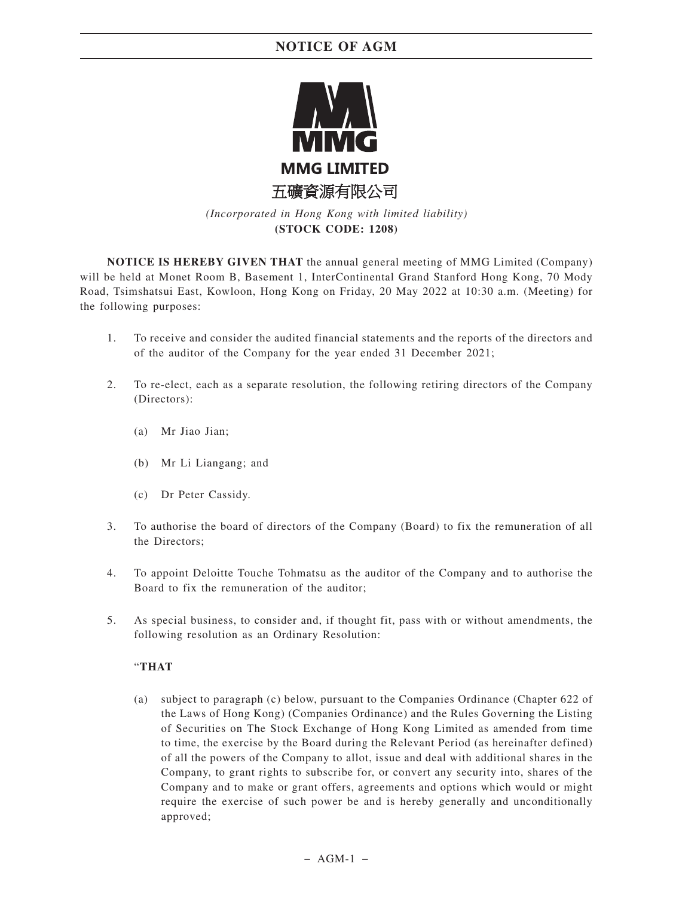# NOTICE OF AGM

**MMG LIMITED**

五礦資源有限公司

*(Incorporated in Hong Kong with limited liability)*

**(STOCK CODE: 1208)**

**NOTICE IS HEREBY GIVEN THAT** the annual general meeting of MMG Limited (Company) will be held at Monet Room B, Basement 1, InterContinental Grand Stanford Hong Kong, 70 Mody Road, Tsimshatsui East, Kowloon, Hong Kong on Friday, 20 May 2022 at 10:30 a.m. (Meeting) for the following purposes:

1. To receive and consider the audited financial statements and the reports of the directors and of the auditor of the Company for the year ended 31 December 2021;

2. To re-elect, each as a separate resolution, the following retiring directors of the Company (Directors):

   (a) Mr Jiao Jian;

   (b) Mr Li Liangang; and

   (c) Dr Peter Cassidy.

3. To authorise the board of directors of the Company (Board) to fix the remuneration of all the Directors;

4. To appoint Deloitte Touche Tohmatsu as the auditor of the Company and to authorise the Board to fix the remuneration of the auditor;

5. As special business, to consider and, if thought fit, pass with or without amendments, the following resolution as an Ordinary Resolution:

   "**THAT**

   (a) subject to paragraph (c) below, pursuant to the Companies Ordinance (Chapter 622 of the Laws of Hong Kong) (Companies Ordinance) and the Rules Governing the Listing of Securities on The Stock Exchange of Hong Kong Limited as amended from time to time, the exercise by the Board during the Relevant Period (as hereinafter defined) of all the powers of the Company to allot, issue and deal with additional shares in the Company, to grant rights to subscribe for, or convert any security into, shares of the Company and to make or grant offers, agreements and options which would or might require the exercise of such power be and is hereby generally and unconditionally approved;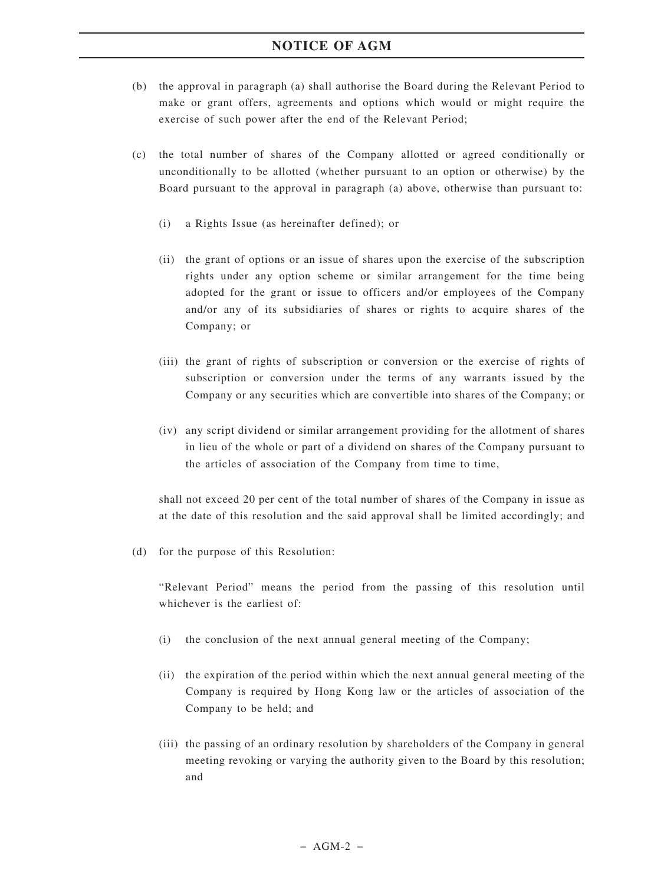(b) the approval in paragraph (a) shall authorise the Board during the Relevant Period to make or grant offers, agreements and options which would or might require the exercise of such power after the end of the Relevant Period;

(c) the total number of shares of the Company allotted or agreed conditionally or unconditionally to be allotted (whether pursuant to an option or otherwise) by the Board pursuant to the approval in paragraph (a) above, otherwise than pursuant to:

  (i) a Rights Issue (as hereinafter defined); or

  (ii) the grant of options or an issue of shares upon the exercise of the subscription rights under any option scheme or similar arrangement for the time being adopted for the grant or issue to officers and/or employees of the Company and/or any of its subsidiaries of shares or rights to acquire shares of the Company; or

  (iii) the grant of rights of subscription or conversion or the exercise of rights of subscription or conversion under the terms of any warrants issued by the Company or any securities which are convertible into shares of the Company; or

  (iv) any script dividend or similar arrangement providing for the allotment of shares in lieu of the whole or part of a dividend on shares of the Company pursuant to the articles of association of the Company from time to time,

  shall not exceed 20 per cent of the total number of shares of the Company in issue as at the date of this resolution and the said approval shall be limited accordingly; and

(d) for the purpose of this Resolution:

  "Relevant Period" means the period from the passing of this resolution until whichever is the earliest of:

  (i) the conclusion of the next annual general meeting of the Company;

  (ii) the expiration of the period within which the next annual general meeting of the Company is required by Hong Kong law or the articles of association of the Company to be held; and

  (iii) the passing of an ordinary resolution by shareholders of the Company in general meeting revoking or varying the authority given to the Board by this resolution; and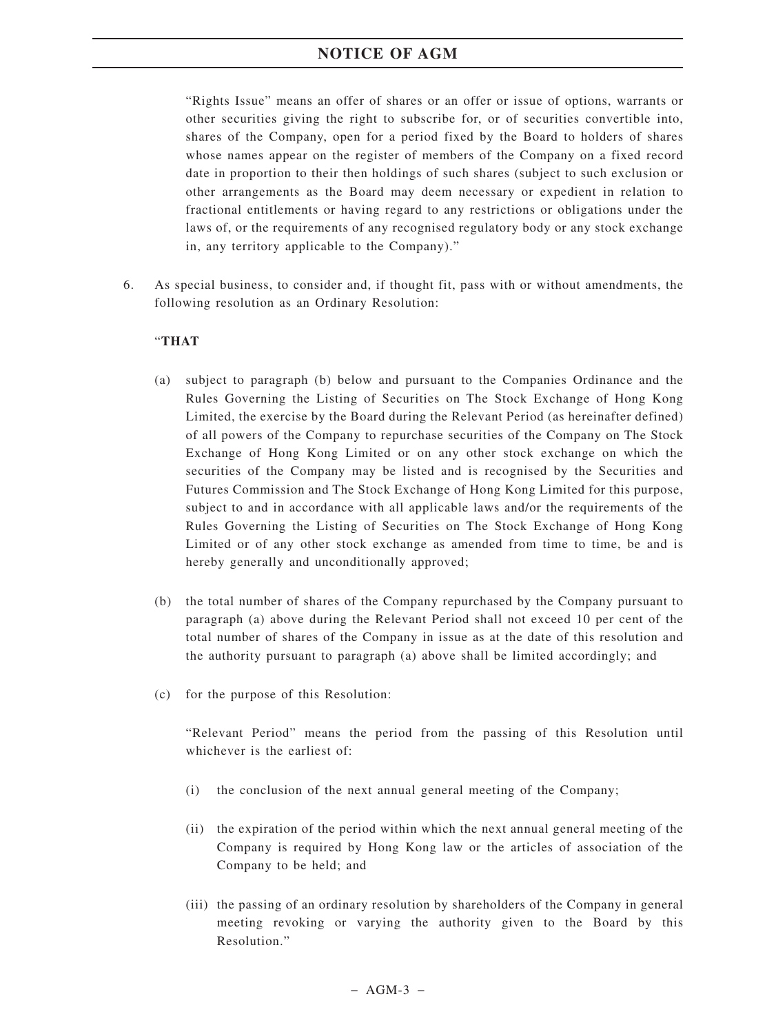"Rights Issue" means an offer of shares or an offer or issue of options, warrants or other securities giving the right to subscribe for, or of securities convertible into, shares of the Company, open for a period fixed by the Board to holders of shares whose names appear on the register of members of the Company on a fixed record date in proportion to their then holdings of such shares (subject to such exclusion or other arrangements as the Board may deem necessary or expedient in relation to fractional entitlements or having regard to any restrictions or obligations under the laws of, or the requirements of any recognised regulatory body or any stock exchange in, any territory applicable to the Company)."

6. As special business, to consider and, if thought fit, pass with or without amendments, the following resolution as an Ordinary Resolution:

   "**THAT**

   (a) subject to paragraph (b) below and pursuant to the Companies Ordinance and the Rules Governing the Listing of Securities on The Stock Exchange of Hong Kong Limited, the exercise by the Board during the Relevant Period (as hereinafter defined) of all powers of the Company to repurchase securities of the Company on The Stock Exchange of Hong Kong Limited or on any other stock exchange on which the securities of the Company may be listed and is recognised by the Securities and Futures Commission and The Stock Exchange of Hong Kong Limited for this purpose, subject to and in accordance with all applicable laws and/or the requirements of the Rules Governing the Listing of Securities on The Stock Exchange of Hong Kong Limited or of any other stock exchange as amended from time to time, be and is hereby generally and unconditionally approved;

   (b) the total number of shares of the Company repurchased by the Company pursuant to paragraph (a) above during the Relevant Period shall not exceed 10 per cent of the total number of shares of the Company in issue as at the date of this resolution and the authority pursuant to paragraph (a) above shall be limited accordingly; and

   (c) for the purpose of this Resolution:

   "Relevant Period" means the period from the passing of this Resolution until whichever is the earliest of:

   (i) the conclusion of the next annual general meeting of the Company;

   (ii) the expiration of the period within which the next annual general meeting of the Company is required by Hong Kong law or the articles of association of the Company to be held; and

   (iii) the passing of an ordinary resolution by shareholders of the Company in general meeting revoking or varying the authority given to the Board by this Resolution."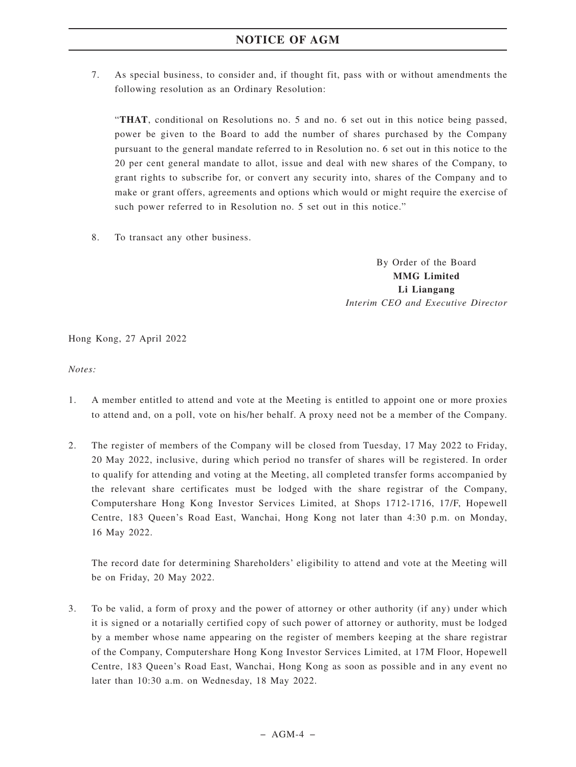7. As special business, to consider and, if thought fit, pass with or without amendments the following resolution as an Ordinary Resolution:

   "**THAT**, conditional on Resolutions no. 5 and no. 6 set out in this notice being passed, power be given to the Board to add the number of shares purchased by the Company pursuant to the general mandate referred to in Resolution no. 6 set out in this notice to the 20 per cent general mandate to allot, issue and deal with new shares of the Company, to grant rights to subscribe for, or convert any security into, shares of the Company and to make or grant offers, agreements and options which would or might require the exercise of such power referred to in Resolution no. 5 set out in this notice."

8. To transact any other business.

By Order of the Board
**MMG Limited**
**Li Liangang**
*Interim CEO and Executive Director*

Hong Kong, 27 April 2022

*Notes:*

1. A member entitled to attend and vote at the Meeting is entitled to appoint one or more proxies to attend and, on a poll, vote on his/her behalf. A proxy need not be a member of the Company.

2. The register of members of the Company will be closed from Tuesday, 17 May 2022 to Friday, 20 May 2022, inclusive, during which period no transfer of shares will be registered. In order to qualify for attending and voting at the Meeting, all completed transfer forms accompanied by the relevant share certificates must be lodged with the share registrar of the Company, Computershare Hong Kong Investor Services Limited, at Shops 1712-1716, 17/F, Hopewell Centre, 183 Queen's Road East, Wanchai, Hong Kong not later than 4:30 p.m. on Monday, 16 May 2022.

   The record date for determining Shareholders' eligibility to attend and vote at the Meeting will be on Friday, 20 May 2022.

3. To be valid, a form of proxy and the power of attorney or other authority (if any) under which it is signed or a notarially certified copy of such power of attorney or authority, must be lodged by a member whose name appearing on the register of members keeping at the share registrar of the Company, Computershare Hong Kong Investor Services Limited, at 17M Floor, Hopewell Centre, 183 Queen's Road East, Wanchai, Hong Kong as soon as possible and in any event no later than 10:30 a.m. on Wednesday, 18 May 2022.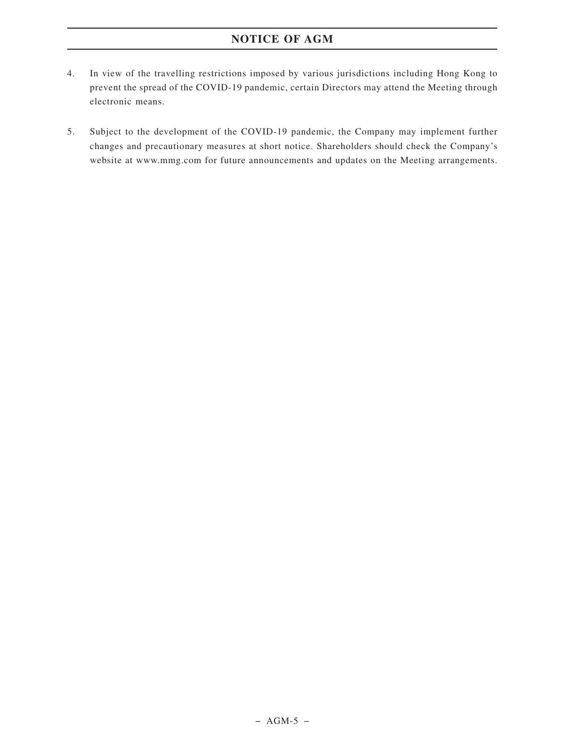4. In view of the travelling restrictions imposed by various jurisdictions including Hong Kong to prevent the spread of the COVID-19 pandemic, certain Directors may attend the Meeting through electronic means.

5. Subject to the development of the COVID-19 pandemic, the Company may implement further changes and precautionary measures at short notice. Shareholders should check the Company's website at www.mmg.com for future announcements and updates on the Meeting arrangements.